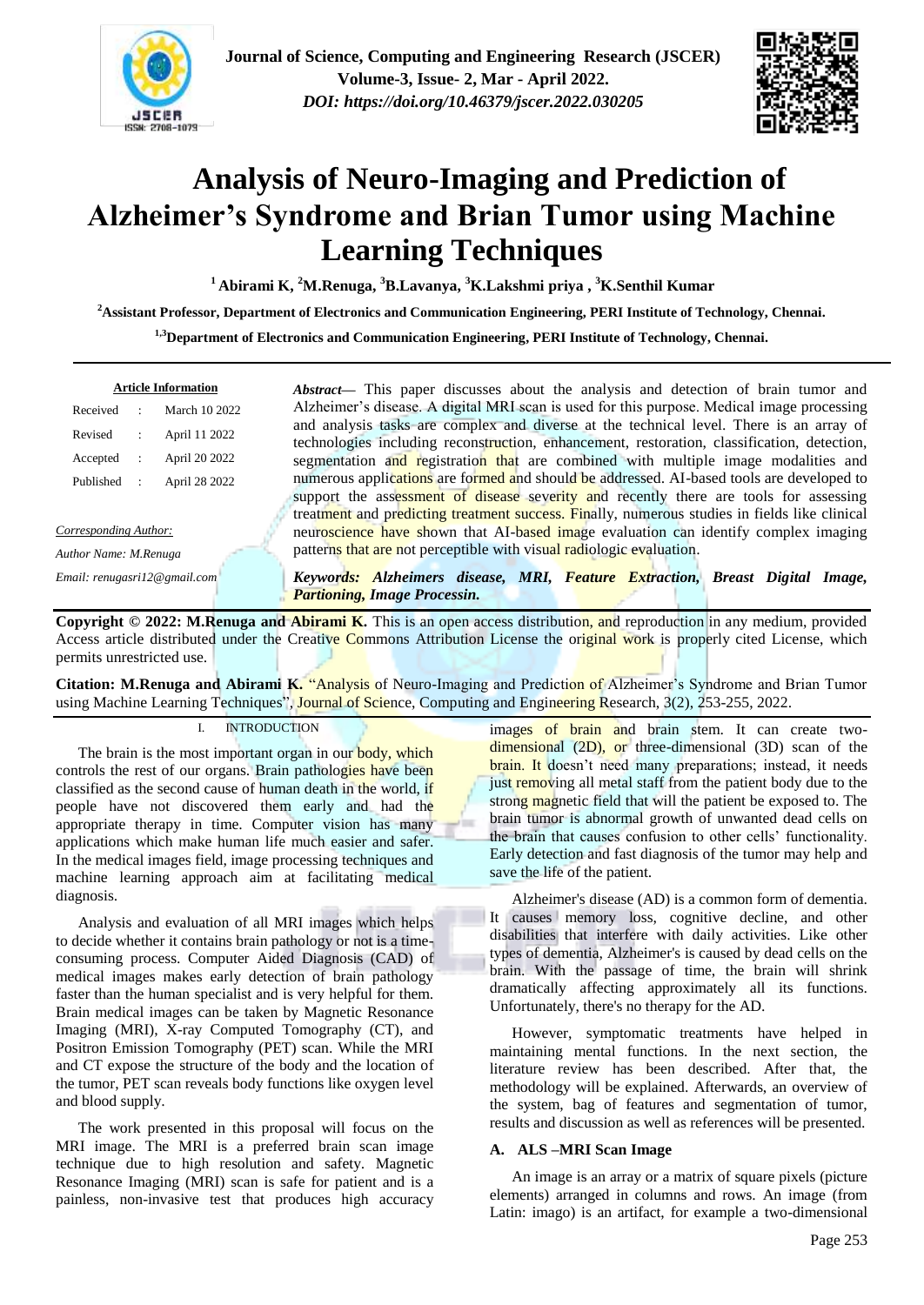# Analysis of Neuro-Imaging and Prediction of Alzheimer's Syndrome and Brian Tumor using Machine Learning Techniques

**[1] Abirami K, [2]M.Renuga, [3]B.Lavanya, [3]K.Lakshmi priya , [3]K.Senthil Kumar**

**[2]Assistant Professor, Department of Electronics and Communication Engineering, PERI Institute of Technology, Chennai.**

**[1,3]Department of Electronics and Communication Engineering, PERI Institute of Technology, Chennai.**

**Article Information**

| | | |
|---|---|---|
| Received | : | March 10 2022 |
| Revised | : | April 11 2022 |
| Accepted | : | April 20 2022 |
| Published | : | April 28 2022 |

*Corresponding Author:*

*Author Name: M.Renuga*

*Email: renugasri12@gmail.com*

***Abstract***— This paper discusses about the analysis and detection of brain tumor and Alzheimer's disease. A digital MRI scan is used for this purpose. Medical image processing and analysis tasks are complex and diverse at the technical level. There is an array of technologies including reconstruction, enhancement, restoration, classification, detection, segmentation and registration that are combined with multiple image modalities and numerous applications are formed and should be addressed. AI-based tools are developed to support the assessment of disease severity and recently there are tools for assessing treatment and predicting treatment success. Finally, numerous studies in fields like clinical neuroscience have shown that AI-based image evaluation can identify complex imaging patterns that are not perceptible with visual radiologic evaluation.

***Keywords: Alzheimers disease, MRI, Feature Extraction, Breast Digital Image, Partioning, Image Processin.***

**Copyright © 2022: M.Renuga and Abirami K.** This is an open access distribution, and reproduction in any medium, provided Access article distributed under the Creative Commons Attribution License the original work is properly cited License, which permits unrestricted use.

**Citation: M.Renuga and Abirami K.** "Analysis of Neuro-Imaging and Prediction of Alzheimer's Syndrome and Brian Tumor using Machine Learning Techniques", Journal of Science, Computing and Engineering Research, 3(2), 253-255, 2022.

## I. INTRODUCTION

The brain is the most important organ in our body, which controls the rest of our organs. Brain pathologies have been classified as the second cause of human death in the world, if people have not discovered them early and had the appropriate therapy in time. Computer vision has many applications which make human life much easier and safer. In the medical images field, image processing techniques and machine learning approach aim at facilitating medical diagnosis.

Analysis and evaluation of all MRI images which helps to decide whether it contains brain pathology or not is a time-consuming process. Computer Aided Diagnosis (CAD) of medical images makes early detection of brain pathology faster than the human specialist and is very helpful for them. Brain medical images can be taken by Magnetic Resonance Imaging (MRI), X-ray Computed Tomography (CT), and Positron Emission Tomography (PET) scan. While the MRI and CT expose the structure of the body and the location of the tumor, PET scan reveals body functions like oxygen level and blood supply.

The work presented in this proposal will focus on the MRI image. The MRI is a preferred brain scan image technique due to high resolution and safety. Magnetic Resonance Imaging (MRI) scan is safe for patient and is a painless, non-invasive test that produces high accuracy images of brain and brain stem. It can create two-dimensional (2D), or three-dimensional (3D) scan of the brain. It doesn't need many preparations; instead, it needs just removing all metal staff from the patient body due to the strong magnetic field that will the patient be exposed to. The brain tumor is abnormal growth of unwanted dead cells on the brain that causes confusion to other cells' functionality. Early detection and fast diagnosis of the tumor may help and save the life of the patient.

Alzheimer's disease (AD) is a common form of dementia. It causes memory loss, cognitive decline, and other disabilities that interfere with daily activities. Like other types of dementia, Alzheimer's is caused by dead cells on the brain. With the passage of time, the brain will shrink dramatically affecting approximately all its functions. Unfortunately, there's no therapy for the AD.

However, symptomatic treatments have helped in maintaining mental functions. In the next section, the literature review has been described. After that, the methodology will be explained. Afterwards, an overview of the system, bag of features and segmentation of tumor, results and discussion as well as references will be presented.

### A. ALS –MRI Scan Image

An image is an array or a matrix of square pixels (picture elements) arranged in columns and rows. An image (from Latin: imago) is an artifact, for example a two-dimensional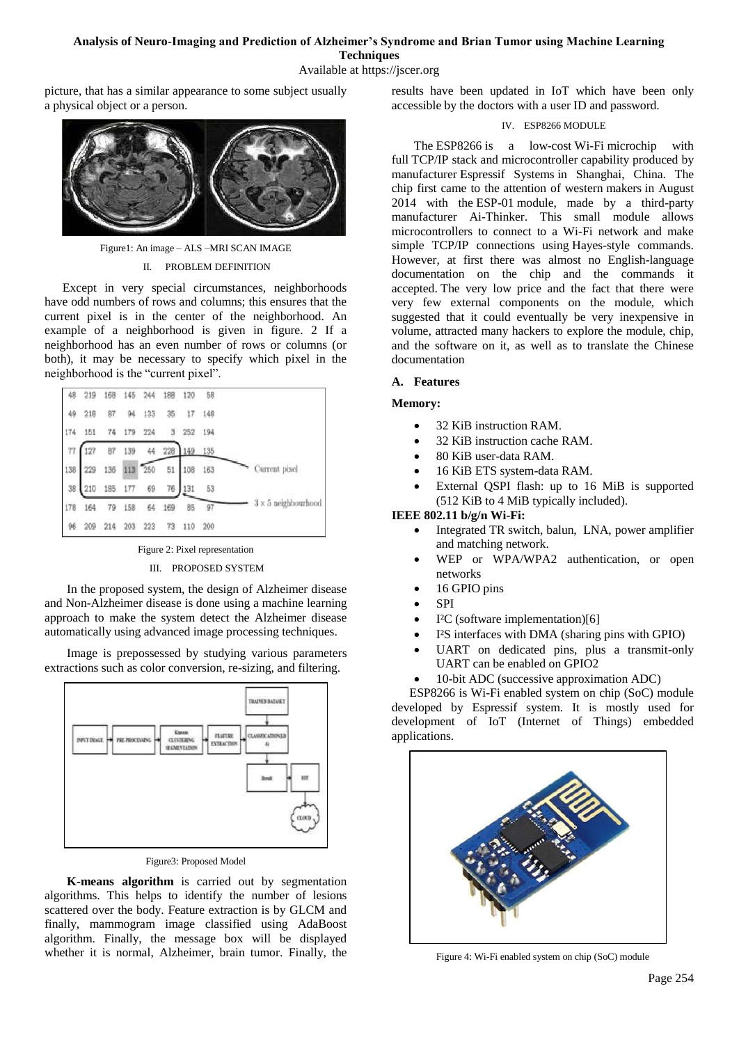picture, that has a similar appearance to some subject usually a physical object or a person.

Figure1: An image – ALS –MRI SCAN IMAGE

## II. PROBLEM DEFINITION

Except in very special circumstances, neighborhoods have odd numbers of rows and columns; this ensures that the current pixel is in the center of the neighborhood. An example of a neighborhood is given in figure. 2 If a neighborhood has an even number of rows or columns (or both), it may be necessary to specify which pixel in the neighborhood is the "current pixel".

Figure 2: Pixel representation

## III. PROPOSED SYSTEM

In the proposed system, the design of Alzheimer disease and Non-Alzheimer disease is done using a machine learning approach to make the system detect the Alzheimer disease automatically using advanced image processing techniques.

Image is prepossessed by studying various parameters extractions such as color conversion, re-sizing, and filtering.

Figure3: Proposed Model

**K-means algorithm** is carried out by segmentation algorithms. This helps to identify the number of lesions scattered over the body. Feature extraction is by GLCM and finally, mammogram image classified using AdaBoost algorithm. Finally, the message box will be displayed whether it is normal, Alzheimer, brain tumor. Finally, the results have been updated in IoT which have been only accessible by the doctors with a user ID and password.

## IV. ESP8266 MODULE

The ESP8266 is a low-cost Wi-Fi microchip with full TCP/IP stack and microcontroller capability produced by manufacturer Espressif Systems in Shanghai, China. The chip first came to the attention of western makers in August 2014 with the ESP-01 module, made by a third-party manufacturer Ai-Thinker. This small module allows microcontrollers to connect to a Wi-Fi network and make simple TCP/IP connections using Hayes-style commands. However, at first there was almost no English-language documentation on the chip and the commands it accepted. The very low price and the fact that there were very few external components on the module, which suggested that it could eventually be very inexpensive in volume, attracted many hackers to explore the module, chip, and the software on it, as well as to translate the Chinese documentation

### A. Features

**Memory:**

- 32 KiB instruction RAM.
- 32 KiB instruction cache RAM.
- 80 KiB user-data RAM.
- 16 KiB ETS system-data RAM.
- External QSPI flash: up to 16 MiB is supported (512 KiB to 4 MiB typically included).

**IEEE 802.11 b/g/n Wi-Fi:**

- Integrated TR switch, balun, LNA, power amplifier and matching network.
- WEP or WPA/WPA2 authentication, or open networks
- 16 GPIO pins
- SPI
- I²C (software implementation)[6]
- I²S interfaces with DMA (sharing pins with GPIO)
- UART on dedicated pins, plus a transmit-only UART can be enabled on GPIO2
- 10-bit ADC (successive approximation ADC)

ESP8266 is Wi-Fi enabled system on chip (SoC) module developed by Espressif system. It is mostly used for development of IoT (Internet of Things) embedded applications.

Figure 4: Wi-Fi enabled system on chip (SoC) module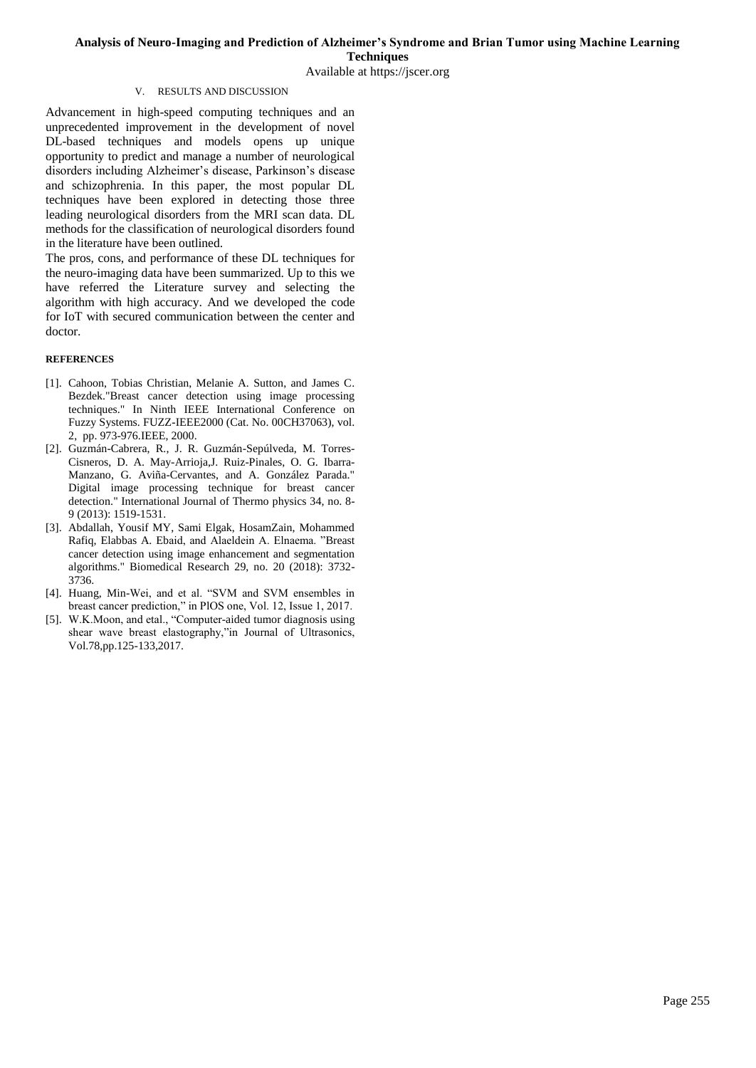## V. RESULTS AND DISCUSSION

Advancement in high-speed computing techniques and an unprecedented improvement in the development of novel DL-based techniques and models opens up unique opportunity to predict and manage a number of neurological disorders including Alzheimer's disease, Parkinson's disease and schizophrenia. In this paper, the most popular DL techniques have been explored in detecting those three leading neurological disorders from the MRI scan data. DL methods for the classification of neurological disorders found in the literature have been outlined.

The pros, cons, and performance of these DL techniques for the neuro-imaging data have been summarized. Up to this we have referred the Literature survey and selecting the algorithm with high accuracy. And we developed the code for IoT with secured communication between the center and doctor.

### REFERENCES

[1]. Cahoon, Tobias Christian, Melanie A. Sutton, and James C. Bezdek."Breast cancer detection using image processing techniques." In Ninth IEEE International Conference on Fuzzy Systems. FUZZ-IEEE2000 (Cat. No. 00CH37063), vol. 2, pp. 973-976.IEEE, 2000.

[2]. Guzmán-Cabrera, R., J. R. Guzmán-Sepúlveda, M. Torres-Cisneros, D. A. May-Arrioja,J. Ruiz-Pinales, O. G. Ibarra-Manzano, G. Aviña-Cervantes, and A. González Parada." Digital image processing technique for breast cancer detection." International Journal of Thermo physics 34, no. 8-9 (2013): 1519-1531.

[3]. Abdallah, Yousif MY, Sami Elgak, HosamZain, Mohammed Rafiq, Elabbas A. Ebaid, and Alaeldein A. Elnaema. "Breast cancer detection using image enhancement and segmentation algorithms." Biomedical Research 29, no. 20 (2018): 3732-3736.

[4]. Huang, Min-Wei, and et al. "SVM and SVM ensembles in breast cancer prediction," in PlOS one, Vol. 12, Issue 1, 2017.

[5]. W.K.Moon, and etal., "Computer-aided tumor diagnosis using shear wave breast elastography,"in Journal of Ultrasonics, Vol.78,pp.125-133,2017.